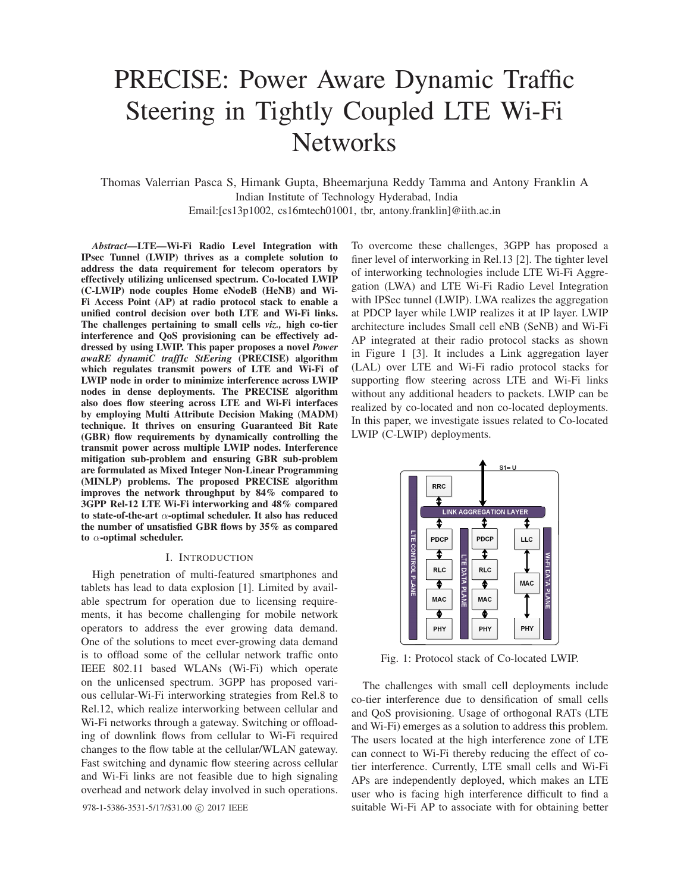# PRECISE: Power Aware Dynamic Traffic Steering in Tightly Coupled LTE Wi-Fi Networks

Thomas Valerrian Pasca S, Himank Gupta, Bheemarjuna Reddy Tamma and Antony Franklin A
Indian Institute of Technology Hyderabad, India
Email:[cs13p1002, cs16mtech01001, tbr, antony.franklin]@iith.ac.in

***Abstract*—LTE—Wi-Fi Radio Level Integration with IPsec Tunnel (LWIP) thrives as a complete solution to address the data requirement for telecom operators by effectively utilizing unlicensed spectrum. Co-located LWIP (C-LWIP) node couples Home eNodeB (HeNB) and Wi-Fi Access Point (AP) at radio protocol stack to enable a unified control decision over both LTE and Wi-Fi links. The challenges pertaining to small cells *viz.,* high co-tier interference and QoS provisioning can be effectively addressed by using LWIP. This paper proposes a novel *Power awaRE dynamiC traffIc StEering* (PRECISE) algorithm which regulates transmit powers of LTE and Wi-Fi of LWIP node in order to minimize interference across LWIP nodes in dense deployments. The PRECISE algorithm also does flow steering across LTE and Wi-Fi interfaces by employing Multi Attribute Decision Making (MADM) technique. It thrives on ensuring Guaranteed Bit Rate (GBR) flow requirements by dynamically controlling the transmit power across multiple LWIP nodes. Interference mitigation sub-problem and ensuring GBR sub-problem are formulated as Mixed Integer Non-Linear Programming (MINLP) problems. The proposed PRECISE algorithm improves the network throughput by 84% compared to 3GPP Rel-12 LTE Wi-Fi interworking and 48% compared to state-of-the-art $\alpha$-optimal scheduler. It also has reduced the number of unsatisfied GBR flows by 35% as compared to $\alpha$-optimal scheduler.**

## I. Introduction

High penetration of multi-featured smartphones and tablets has lead to data explosion [1]. Limited by available spectrum for operation due to licensing requirements, it has become challenging for mobile network operators to address the ever growing data demand. One of the solutions to meet ever-growing data demand is to offload some of the cellular network traffic onto IEEE 802.11 based WLANs (Wi-Fi) which operate on the unlicensed spectrum. 3GPP has proposed various cellular-Wi-Fi interworking strategies from Rel.8 to Rel.12, which realize interworking between cellular and Wi-Fi networks through a gateway. Switching or offloading of downlink flows from cellular to Wi-Fi required changes to the flow table at the cellular/WLAN gateway. Fast switching and dynamic flow steering across cellular and Wi-Fi links are not feasible due to high signaling overhead and network delay involved in such operations. To overcome these challenges, 3GPP has proposed a finer level of interworking in Rel.13 [2]. The tighter level of interworking technologies include LTE Wi-Fi Aggregation (LWA) and LTE Wi-Fi Radio Level Integration with IPSec tunnel (LWIP). LWA realizes the aggregation at PDCP layer while LWIP realizes it at IP layer. LWIP architecture includes Small cell eNB (SeNB) and Wi-Fi AP integrated at their radio protocol stacks as shown in Figure 1 [3]. It includes a Link aggregation layer (LAL) over LTE and Wi-Fi radio protocol stacks for supporting flow steering across LTE and Wi-Fi links without any additional headers to packets. LWIP can be realized by co-located and non co-located deployments. In this paper, we investigate issues related to Co-located LWIP (C-LWIP) deployments.

Fig. 1: Protocol stack of Co-located LWIP.

The challenges with small cell deployments include co-tier interference due to densification of small cells and QoS provisioning. Usage of orthogonal RATs (LTE and Wi-Fi) emerges as a solution to address this problem. The users located at the high interference zone of LTE can connect to Wi-Fi thereby reducing the effect of co-tier interference. Currently, LTE small cells and Wi-Fi APs are independently deployed, which makes an LTE user who is facing high interference difficult to find a suitable Wi-Fi AP to associate with for obtaining better

978-1-5386-3531-5/17/$31.00 © 2017 IEEE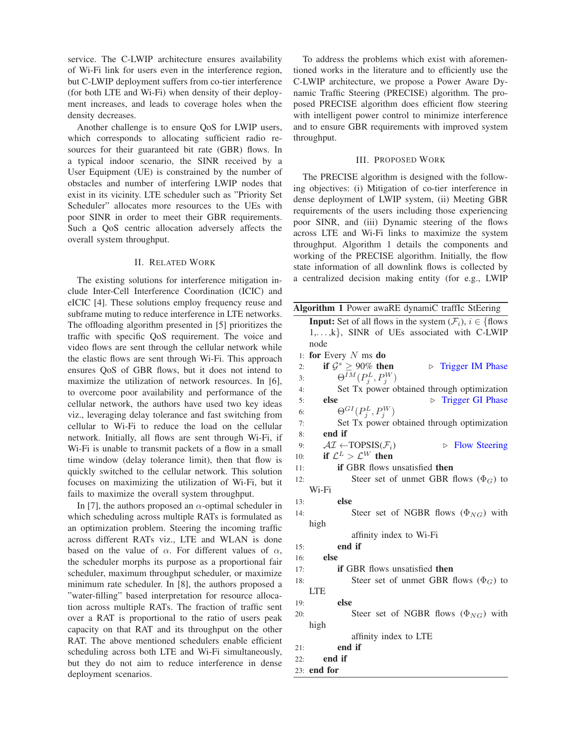service. The C-LWIP architecture ensures availability of Wi-Fi link for users even in the interference region, but C-LWIP deployment suffers from co-tier interference (for both LTE and Wi-Fi) when density of their deployment increases, and leads to coverage holes when the density decreases.

Another challenge is to ensure QoS for LWIP users, which corresponds to allocating sufficient radio resources for their guaranteed bit rate (GBR) flows. In a typical indoor scenario, the SINR received by a User Equipment (UE) is constrained by the number of obstacles and number of interfering LWIP nodes that exist in its vicinity. LTE scheduler such as "Priority Set Scheduler" allocates more resources to the UEs with poor SINR in order to meet their GBR requirements. Such a QoS centric allocation adversely affects the overall system throughput.

## II. Related Work

The existing solutions for interference mitigation include Inter-Cell Interference Coordination (ICIC) and eICIC [4]. These solutions employ frequency reuse and subframe muting to reduce interference in LTE networks. The offloading algorithm presented in [5] prioritizes the traffic with specific QoS requirement. The voice and video flows are sent through the cellular network while the elastic flows are sent through Wi-Fi. This approach ensures QoS of GBR flows, but it does not intend to maximize the utilization of network resources. In [6], to overcome poor availability and performance of the cellular network, the authors have used two key ideas viz., leveraging delay tolerance and fast switching from cellular to Wi-Fi to reduce the load on the cellular network. Initially, all flows are sent through Wi-Fi, if Wi-Fi is unable to transmit packets of a flow in a small time window (delay tolerance limit), then that flow is quickly switched to the cellular network. This solution focuses on maximizing the utilization of Wi-Fi, but it fails to maximize the overall system throughput.

In [7], the authors proposed an $\alpha$-optimal scheduler in which scheduling across multiple RATs is formulated as an optimization problem. Steering the incoming traffic across different RATs viz., LTE and WLAN is done based on the value of $\alpha$. For different values of $\alpha$, the scheduler morphs its purpose as a proportional fair scheduler, maximum throughput scheduler, or maximize minimum rate scheduler. In [8], the authors proposed a "water-filling" based interpretation for resource allocation across multiple RATs. The fraction of traffic sent over a RAT is proportional to the ratio of users peak capacity on that RAT and its throughput on the other RAT. The above mentioned schedulers enable efficient scheduling across both LTE and Wi-Fi simultaneously, but they do not aim to reduce interference in dense deployment scenarios.

To address the problems which exist with aforementioned works in the literature and to efficiently use the C-LWIP architecture, we propose a Power Aware Dynamic Traffic Steering (PRECISE) algorithm. The proposed PRECISE algorithm does efficient flow steering with intelligent power control to minimize interference and to ensure GBR requirements with improved system throughput.

## III. Proposed Work

The PRECISE algorithm is designed with the following objectives: (i) Mitigation of co-tier interference in dense deployment of LWIP system, (ii) Meeting GBR requirements of the users including those experiencing poor SINR, and (iii) Dynamic steering of the flows across LTE and Wi-Fi links to maximize the system throughput. Algorithm 1 details the components and working of the PRECISE algorithm. Initially, the flow state information of all downlink flows is collected by a centralized decision making entity (for e.g., LWIP

**Algorithm 1** Power awaRE dynamiC traffIc StEering

```
Input: Set of all flows in the system (F_i), i ∈ {flows 1,...,k}, SINR of UEs associated with C-LWIP node
1:  for Every N ms do
2:      if G^s ≥ 90% then                                  ▷ Trigger IM Phase
3:          Θ^IM(P_j^L, P_j^W)
4:          Set Tx power obtained through optimization
5:      else                                               ▷ Trigger GI Phase
6:          Θ^GI(P_j^L, P_j^W)
7:          Set Tx power obtained through optimization
8:      end if
9:      AI ← TOPSIS(F_i)                                   ▷ Flow Steering
10:     if L^L > L^W then
11:         if GBR flows unsatisfied then
12:             Steer set of unmet GBR flows (Φ_G) to Wi-Fi
13:         else
14:             Steer set of NGBR flows (Φ_NG) with high
                affinity index to Wi-Fi
15:         end if
16:     else
17:         if GBR flows unsatisfied then
18:             Steer set of unmet GBR flows (Φ_G) to LTE
19:         else
20:             Steer set of NGBR flows (Φ_NG) with high
                affinity index to LTE
21:         end if
22:     end if
23: end for
```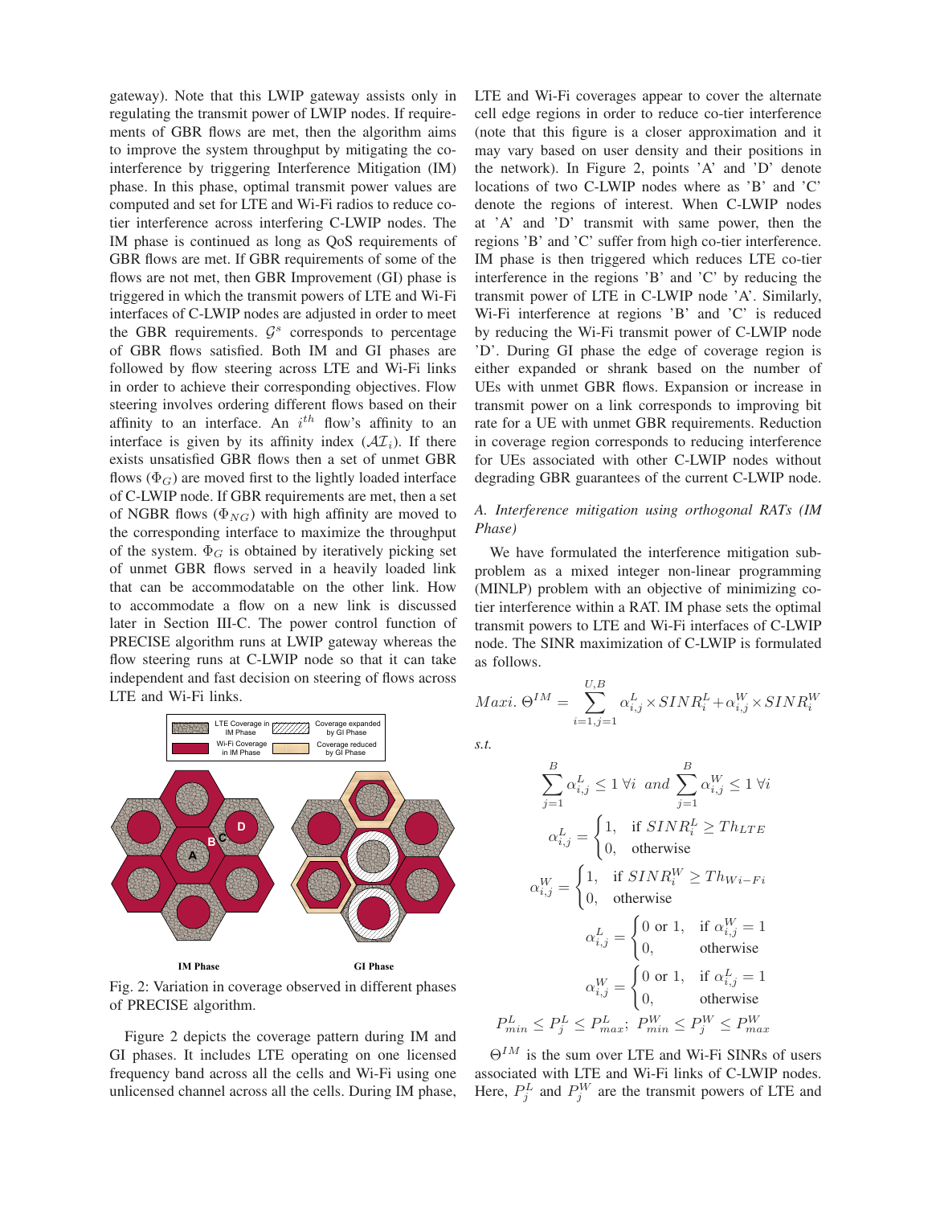gateway). Note that this LWIP gateway assists only in regulating the transmit power of LWIP nodes. If requirements of GBR flows are met, then the algorithm aims to improve the system throughput by mitigating the co-interference by triggering Interference Mitigation (IM) phase. In this phase, optimal transmit power values are computed and set for LTE and Wi-Fi radios to reduce co-tier interference across interfering C-LWIP nodes. The IM phase is continued as long as QoS requirements of GBR flows are met. If GBR requirements of some of the flows are not met, then GBR Improvement (GI) phase is triggered in which the transmit powers of LTE and Wi-Fi interfaces of C-LWIP nodes are adjusted in order to meet the GBR requirements. $\mathcal{G}^s$ corresponds to percentage of GBR flows satisfied. Both IM and GI phases are followed by flow steering across LTE and Wi-Fi links in order to achieve their corresponding objectives. Flow steering involves ordering different flows based on their affinity to an interface. An $i^{th}$ flow's affinity to an interface is given by its affinity index ($\mathcal{AI}_i$). If there exists unsatisfied GBR flows then a set of unmet GBR flows ($\Phi_G$) are moved first to the lightly loaded interface of C-LWIP node. If GBR requirements are met, then a set of NGBR flows ($\Phi_{NG}$) with high affinity are moved to the corresponding interface to maximize the throughput of the system. $\Phi_G$ is obtained by iteratively picking set of unmet GBR flows served in a heavily loaded link that can be accommodatable on the other link. How to accommodate a flow on a new link is discussed later in Section III-C. The power control function of PRECISE algorithm runs at LWIP gateway whereas the flow steering runs at C-LWIP node so that it can take independent and fast decision on steering of flows across LTE and Wi-Fi links.

Fig. 2: Variation in coverage observed in different phases of PRECISE algorithm.

Figure 2 depicts the coverage pattern during IM and GI phases. It includes LTE operating on one licensed frequency band across all the cells and Wi-Fi using one unlicensed channel across all the cells. During IM phase, LTE and Wi-Fi coverages appear to cover the alternate cell edge regions in order to reduce co-tier interference (note that this figure is a closer approximation and it may vary based on user density and their positions in the network). In Figure 2, points 'A' and 'D' denote locations of two C-LWIP nodes where as 'B' and 'C' denote the regions of interest. When C-LWIP nodes at 'A' and 'D' transmit with same power, then the regions 'B' and 'C' suffer from high co-tier interference. IM phase is then triggered which reduces LTE co-tier interference in the regions 'B' and 'C' by reducing the transmit power of LTE in C-LWIP node 'A'. Similarly, Wi-Fi interference at regions 'B' and 'C' is reduced by reducing the Wi-Fi transmit power of C-LWIP node 'D'. During GI phase the edge of coverage region is either expanded or shrank based on the number of UEs with unmet GBR flows. Expansion or increase in transmit power on a link corresponds to improving bit rate for a UE with unmet GBR requirements. Reduction in coverage region corresponds to reducing interference for UEs associated with other C-LWIP nodes without degrading GBR guarantees of the current C-LWIP node.

### A. *Interference mitigation using orthogonal RATs (IM Phase)*

We have formulated the interference mitigation sub-problem as a mixed integer non-linear programming (MINLP) problem with an objective of minimizing co-tier interference within a RAT. IM phase sets the optimal transmit powers to LTE and Wi-Fi interfaces of C-LWIP node. The SINR maximization of C-LWIP is formulated as follows.

$$Maxi.\ \Theta^{IM} = \sum_{i=1,j=1}^{U,B} \alpha_{i,j}^{L} \times SINR_i^L + \alpha_{i,j}^{W} \times SINR_i^W$$

*s.t.*

$$\sum_{j=1}^{B} \alpha_{i,j}^{L} \leq 1\ \forall i\ \ and\ \sum_{j=1}^{B} \alpha_{i,j}^{W} \leq 1\ \forall i$$

$$\alpha_{i,j}^{L} = \begin{cases} 1, & \text{if } SINR_i^L \geq Th_{LTE} \\ 0, & \text{otherwise} \end{cases}$$

$$\alpha_{i,j}^{W} = \begin{cases} 1, & \text{if } SINR_i^W \geq Th_{Wi-Fi} \\ 0, & \text{otherwise} \end{cases}$$

$$\alpha_{i,j}^{L} = \begin{cases} 0 \text{ or } 1, & \text{if } \alpha_{i,j}^{W} = 1 \\ 0, & \text{otherwise} \end{cases}$$

$$\alpha_{i,j}^{W} = \begin{cases} 0 \text{ or } 1, & \text{if } \alpha_{i,j}^{L} = 1 \\ 0, & \text{otherwise} \end{cases}$$

$$P_{min}^{L} \leq P_j^L \leq P_{max}^{L};\ P_{min}^{W} \leq P_j^W \leq P_{max}^{W}$$

$\Theta^{IM}$ is the sum over LTE and Wi-Fi SINRs of users associated with LTE and Wi-Fi links of C-LWIP nodes. Here, $P_j^L$ and $P_j^W$ are the transmit powers of LTE and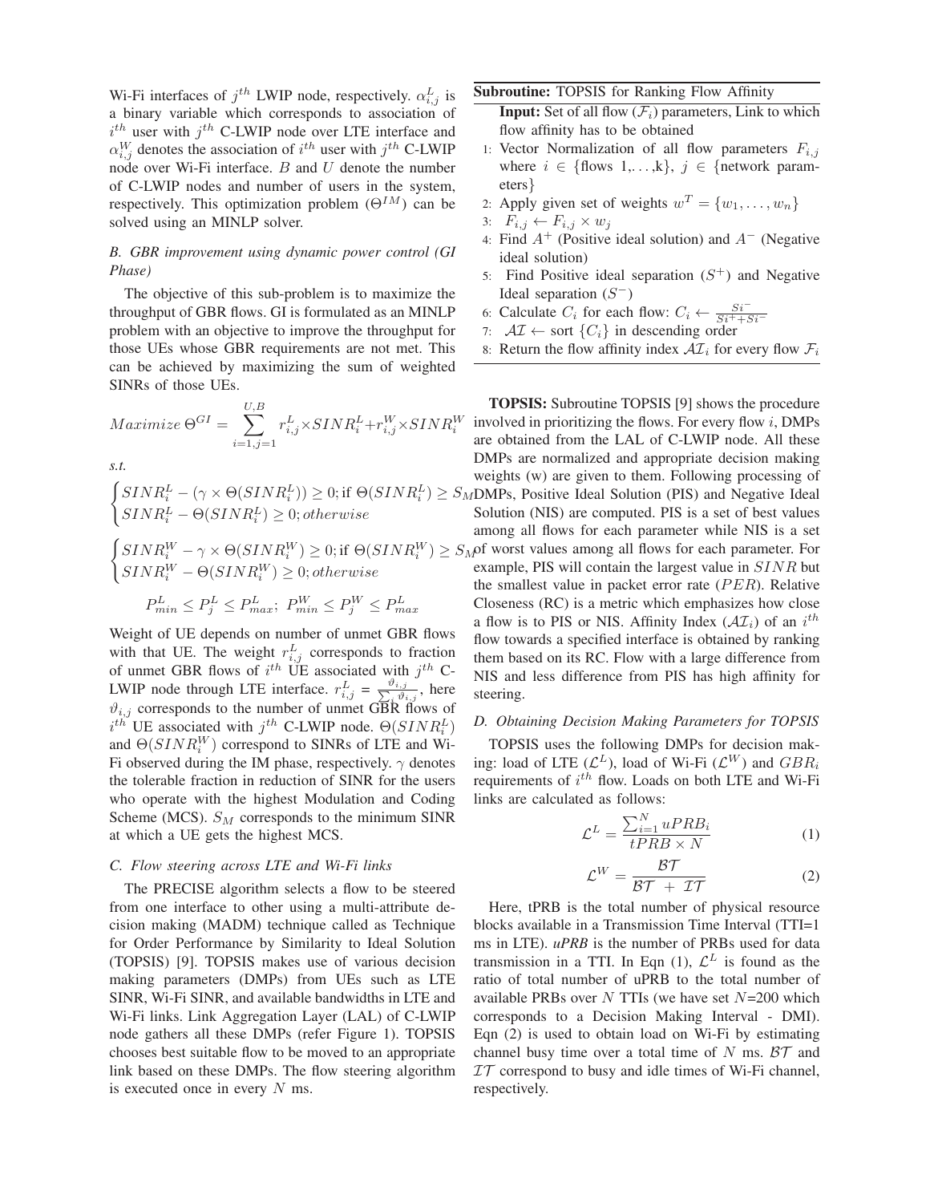Wi-Fi interfaces of $j^{th}$ LWIP node, respectively. $\alpha^L_{i,j}$ is a binary variable which corresponds to association of $i^{th}$ user with $j^{th}$ C-LWIP node over LTE interface and $\alpha^W_{i,j}$ denotes the association of $i^{th}$ user with $j^{th}$ C-LWIP node over Wi-Fi interface. $B$ and $U$ denote the number of C-LWIP nodes and number of users in the system, respectively. This optimization problem ($\Theta^{IM}$) can be solved using an MINLP solver.

### B. GBR improvement using dynamic power control (GI Phase)

The objective of this sub-problem is to maximize the throughput of GBR flows. GI is formulated as an MINLP problem with an objective to improve the throughput for those UEs whose GBR requirements are not met. This can be achieved by maximizing the sum of weighted SINRs of those UEs.

$$Maximize\ \Theta^{GI} = \sum_{i=1,j=1}^{U,B} r^L_{i,j} \times SINR^L_i + r^W_{i,j} \times SINR^W_i$$

*s.t.*

$$\begin{cases} SINR^L_i - (\gamma \times \Theta(SINR^L_i)) \geq 0; \text{if } \Theta(SINR^L_i) \geq S_M \\ SINR^L_i - \Theta(SINR^L_i) \geq 0; otherwise \end{cases}$$

$$\begin{cases} SINR^W_i - \gamma \times \Theta(SINR^W_i) \geq 0; \text{if } \Theta(SINR^W_i) \geq S_M \\ SINR^W_i - \Theta(SINR^W_i) \geq 0; otherwise \end{cases}$$

$$P^L_{min} \leq P^L_j \leq P^L_{max};\ P^W_{min} \leq P^W_j \leq P^L_{max}$$

Weight of UE depends on number of unmet GBR flows with that UE. The weight $r^L_{i,j}$ corresponds to fraction of unmet GBR flows of $i^{th}$ UE associated with $j^{th}$ C-LWIP node through LTE interface. $r^L_{i,j} = \frac{\vartheta_{i,j}}{\sum_i \vartheta_{i,j}}$, here $\vartheta_{i,j}$ corresponds to the number of unmet GBR flows of $i^{th}$ UE associated with $j^{th}$ C-LWIP node. $\Theta(SINR^L_i)$ and $\Theta(SINR^W_i)$ correspond to SINRs of LTE and Wi-Fi observed during the IM phase, respectively. $\gamma$ denotes the tolerable fraction in reduction of SINR for the users who operate with the highest Modulation and Coding Scheme (MCS). $S_M$ corresponds to the minimum SINR at which a UE gets the highest MCS.

### C. Flow steering across LTE and Wi-Fi links

The PRECISE algorithm selects a flow to be steered from one interface to other using a multi-attribute decision making (MADM) technique called as Technique for Order Performance by Similarity to Ideal Solution (TOPSIS) [9]. TOPSIS makes use of various decision making parameters (DMPs) from UEs such as LTE SINR, Wi-Fi SINR, and available bandwidths in LTE and Wi-Fi links. Link Aggregation Layer (LAL) of C-LWIP node gathers all these DMPs (refer Figure 1). TOPSIS chooses best suitable flow to be moved to an appropriate link based on these DMPs. The flow steering algorithm is executed once in every $N$ ms.

**Subroutine:** TOPSIS for Ranking Flow Affinity

**Input:** Set of all flow ($\mathcal{F}_i$) parameters, Link to which flow affinity has to be obtained

1: Vector Normalization of all flow parameters $F_{i,j}$ where $i \in$ {flows 1,...,k}, $j \in$ {network parameters}
2: Apply given set of weights $w^T = \{w_1, \ldots, w_n\}$
3: $F_{i,j} \leftarrow F_{i,j} \times w_j$
4: Find $A^+$ (Positive ideal solution) and $A^-$ (Negative ideal solution)
5: Find Positive ideal separation ($S^+$) and Negative Ideal separation ($S^-$)
6: Calculate $C_i$ for each flow: $C_i \leftarrow \frac{Si^-}{Si^+ + Si^-}$
7: $\mathcal{AI} \leftarrow$ sort $\{C_i\}$ in descending order
8: Return the flow affinity index $\mathcal{AI}_i$ for every flow $\mathcal{F}_i$

**TOPSIS:** Subroutine TOPSIS [9] shows the procedure involved in prioritizing the flows. For every flow $i$, DMPs are obtained from the LAL of C-LWIP node. All these DMPs are normalized and appropriate decision making weights (w) are given to them. Following processing of DMPs, Positive Ideal Solution (PIS) and Negative Ideal Solution (NIS) are computed. PIS is a set of best values among all flows for each parameter while NIS is a set of worst values among all flows for each parameter. For example, PIS will contain the largest value in $SINR$ but the smallest value in packet error rate ($PER$). Relative Closeness (RC) is a metric which emphasizes how close a flow is to PIS or NIS. Affinity Index ($\mathcal{AI}_i$) of an $i^{th}$ flow towards a specified interface is obtained by ranking them based on its RC. Flow with a large difference from NIS and less difference from PIS has high affinity for steering.

### D. Obtaining Decision Making Parameters for TOPSIS

TOPSIS uses the following DMPs for decision making: load of LTE ($\mathcal{L}^L$), load of Wi-Fi ($\mathcal{L}^W$) and $GBR_i$ requirements of $i^{th}$ flow. Loads on both LTE and Wi-Fi links are calculated as follows:

$$\mathcal{L}^L = \frac{\sum_{i=1}^{N} uPRB_i}{tPRB \times N} \tag{1}$$

$$\mathcal{L}^W = \frac{\mathcal{BT}}{\mathcal{BT} + \mathcal{IT}} \tag{2}$$

Here, tPRB is the total number of physical resource blocks available in a Transmission Time Interval (TTI=1 ms in LTE). *uPRB* is the number of PRBs used for data transmission in a TTI. In Eqn (1), $\mathcal{L}^L$ is found as the ratio of total number of uPRB to the total number of available PRBs over $N$ TTIs (we have set $N$=200 which corresponds to a Decision Making Interval - DMI). Eqn (2) is used to obtain load on Wi-Fi by estimating channel busy time over a total time of $N$ ms. $\mathcal{BT}$ and $\mathcal{IT}$ correspond to busy and idle times of Wi-Fi channel, respectively.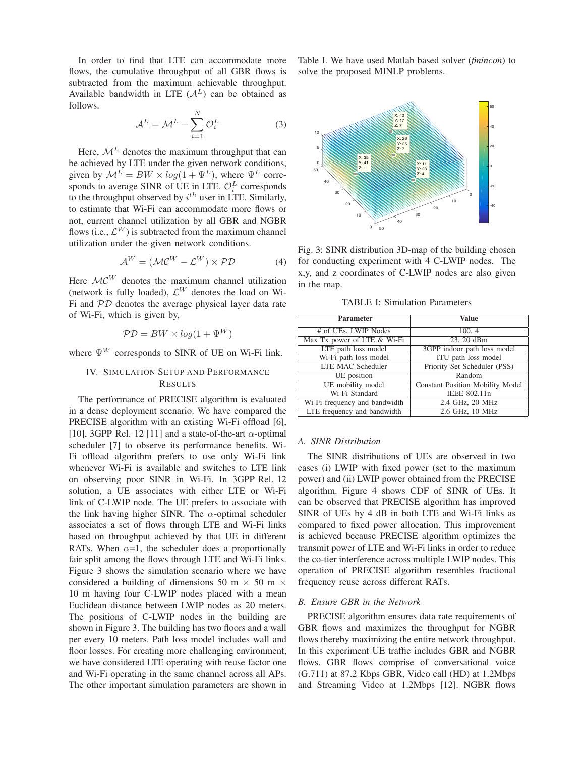In order to find that LTE can accommodate more flows, the cumulative throughput of all GBR flows is subtracted from the maximum achievable throughput. Available bandwidth in LTE ($\mathcal{A}^L$) can be obtained as follows.

$$\mathcal{A}^L = \mathcal{M}^L - \sum_{i=1}^{N} \mathcal{O}_i^L \tag{3}$$

Here, $\mathcal{M}^L$ denotes the maximum throughput that can be achieved by LTE under the given network conditions, given by $\mathcal{M}^L = BW \times log(1 + \Psi^L)$, where $\Psi^L$ corresponds to average SINR of UE in LTE. $\mathcal{O}_i^L$ corresponds to the throughput observed by $i^{th}$ user in LTE. Similarly, to estimate that Wi-Fi can accommodate more flows or not, current channel utilization by all GBR and NGBR flows (i.e., $\mathcal{L}^W$) is subtracted from the maximum channel utilization under the given network conditions.

$$\mathcal{A}^W = (\mathcal{MC}^W - \mathcal{L}^W) \times \mathcal{PD} \tag{4}$$

Here $\mathcal{MC}^W$ denotes the maximum channel utilization (network is fully loaded), $\mathcal{L}^W$ denotes the load on Wi-Fi and $\mathcal{PD}$ denotes the average physical layer data rate of Wi-Fi, which is given by,

$$\mathcal{PD} = BW \times log(1 + \Psi^W)$$

where $\Psi^W$ corresponds to SINR of UE on Wi-Fi link.

## IV. Simulation Setup and Performance Results

The performance of PRECISE algorithm is evaluated in a dense deployment scenario. We have compared the PRECISE algorithm with an existing Wi-Fi offload [6], [10], 3GPP Rel. 12 [11] and a state-of-the-art $\alpha$-optimal scheduler [7] to observe its performance benefits. Wi-Fi offload algorithm prefers to use only Wi-Fi link whenever Wi-Fi is available and switches to LTE link on observing poor SINR in Wi-Fi. In 3GPP Rel. 12 solution, a UE associates with either LTE or Wi-Fi link of C-LWIP node. The UE prefers to associate with the link having higher SINR. The $\alpha$-optimal scheduler associates a set of flows through LTE and Wi-Fi links based on throughput achieved by that UE in different RATs. When $\alpha$=1, the scheduler does a proportionally fair split among the flows through LTE and Wi-Fi links. Figure 3 shows the simulation scenario where we have considered a building of dimensions 50 m $\times$ 50 m $\times$ 10 m having four C-LWIP nodes placed with a mean Euclidean distance between LWIP nodes as 20 meters. The positions of C-LWIP nodes in the building are shown in Figure 3. The building has two floors and a wall per every 10 meters. Path loss model includes wall and floor losses. For creating more challenging environment, we have considered LTE operating with reuse factor one and Wi-Fi operating in the same channel across all APs. The other important simulation parameters are shown in Table I. We have used Matlab based solver (*fmincon*) to solve the proposed MINLP problems.

Fig. 3: SINR distribution 3D-map of the building chosen for conducting experiment with 4 C-LWIP nodes. The x,y, and z coordinates of C-LWIP nodes are also given in the map.

TABLE I: Simulation Parameters

| Parameter | Value |
|---|---|
| # of UEs, LWIP Nodes | 100, 4 |
| Max Tx power of LTE & Wi-Fi | 23, 20 dBm |
| LTE path loss model | 3GPP indoor path loss model |
| Wi-Fi path loss model | ITU path loss model |
| LTE MAC Scheduler | Priority Set Scheduler (PSS) |
| UE position | Random |
| UE mobility model | Constant Position Mobility Model |
| Wi-Fi Standard | IEEE 802.11n |
| Wi-Fi frequency and bandwidth | 2.4 GHz, 20 MHz |
| LTE frequency and bandwidth | 2.6 GHz, 10 MHz |

### A. SINR Distribution

The SINR distributions of UEs are observed in two cases (i) LWIP with fixed power (set to the maximum power) and (ii) LWIP power obtained from the PRECISE algorithm. Figure 4 shows CDF of SINR of UEs. It can be observed that PRECISE algorithm has improved SINR of UEs by 4 dB in both LTE and Wi-Fi links as compared to fixed power allocation. This improvement is achieved because PRECISE algorithm optimizes the transmit power of LTE and Wi-Fi links in order to reduce the co-tier interference across multiple LWIP nodes. This operation of PRECISE algorithm resembles fractional frequency reuse across different RATs.

### B. Ensure GBR in the Network

PRECISE algorithm ensures data rate requirements of GBR flows and maximizes the throughput for NGBR flows thereby maximizing the entire network throughput. In this experiment UE traffic includes GBR and NGBR flows. GBR flows comprise of conversational voice (G.711) at 87.2 Kbps GBR, Video call (HD) at 1.2Mbps and Streaming Video at 1.2Mbps [12]. NGBR flows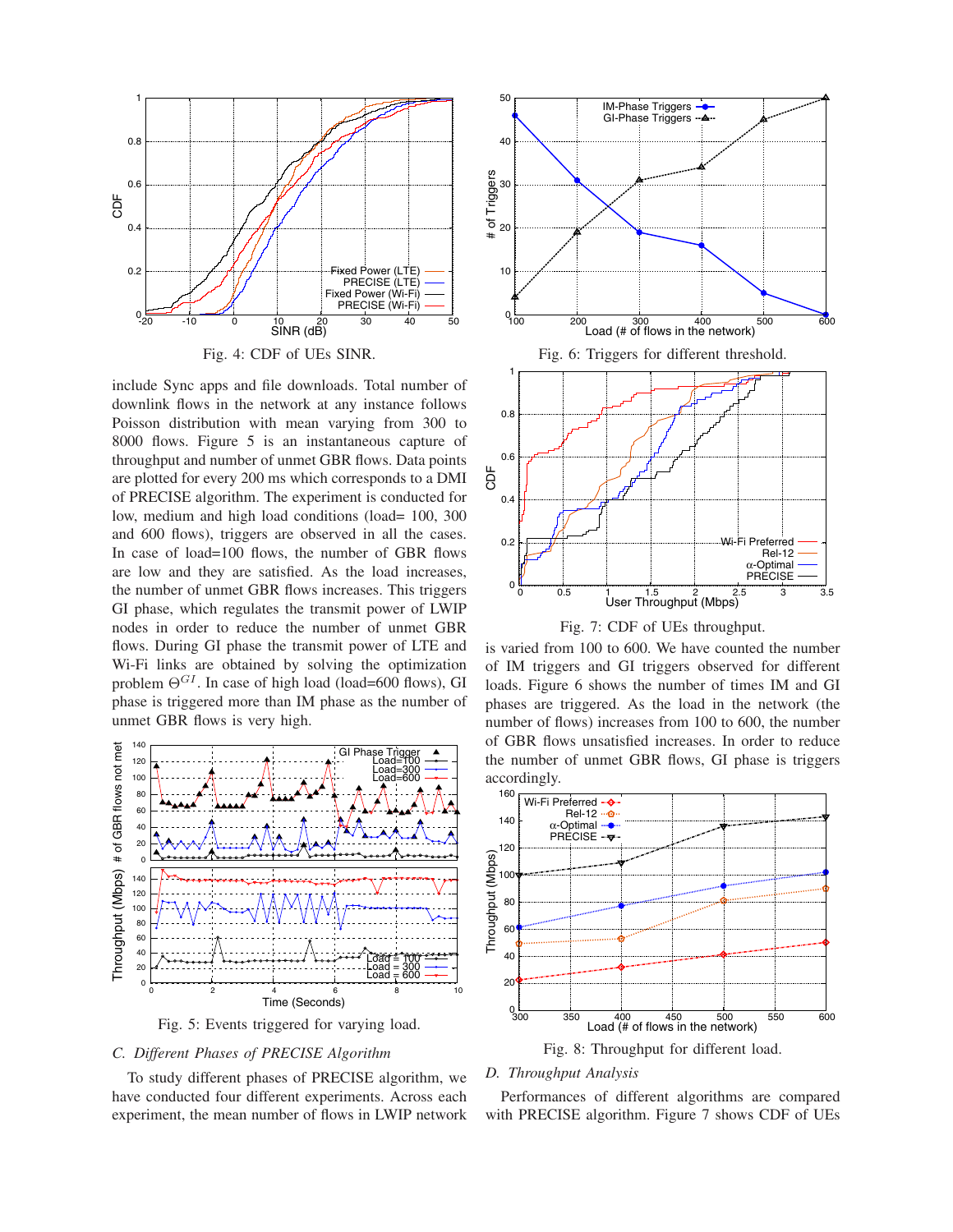Fig. 4: CDF of UEs SINR.

include Sync apps and file downloads. Total number of downlink flows in the network at any instance follows Poisson distribution with mean varying from 300 to 8000 flows. Figure 5 is an instantaneous capture of throughput and number of unmet GBR flows. Data points are plotted for every 200 ms which corresponds to a DMI of PRECISE algorithm. The experiment is conducted for low, medium and high load conditions (load= 100, 300 and 600 flows), triggers are observed in all the cases. In case of load=100 flows, the number of GBR flows are low and they are satisfied. As the load increases, the number of unmet GBR flows increases. This triggers GI phase, which regulates the transmit power of LWIP nodes in order to reduce the number of unmet GBR flows. During GI phase the transmit power of LTE and Wi-Fi links are obtained by solving the optimization problem $\Theta^{GI}$. In case of high load (load=600 flows), GI phase is triggered more than IM phase as the number of unmet GBR flows is very high.

Fig. 5: Events triggered for varying load.

### C. Different Phases of PRECISE Algorithm

To study different phases of PRECISE algorithm, we have conducted four different experiments. Across each experiment, the mean number of flows in LWIP network is varied from 100 to 600. We have counted the number of IM triggers and GI triggers observed for different loads. Figure 6 shows the number of times IM and GI phases are triggered. As the load in the network (the number of flows) increases from 100 to 600, the number of GBR flows unsatisfied increases. In order to reduce the number of unmet GBR flows, GI phase is triggers accordingly.

Fig. 6: Triggers for different threshold.

Fig. 7: CDF of UEs throughput.

Fig. 8: Throughput for different load.

### D. Throughput Analysis

Performances of different algorithms are compared with PRECISE algorithm. Figure 7 shows CDF of UEs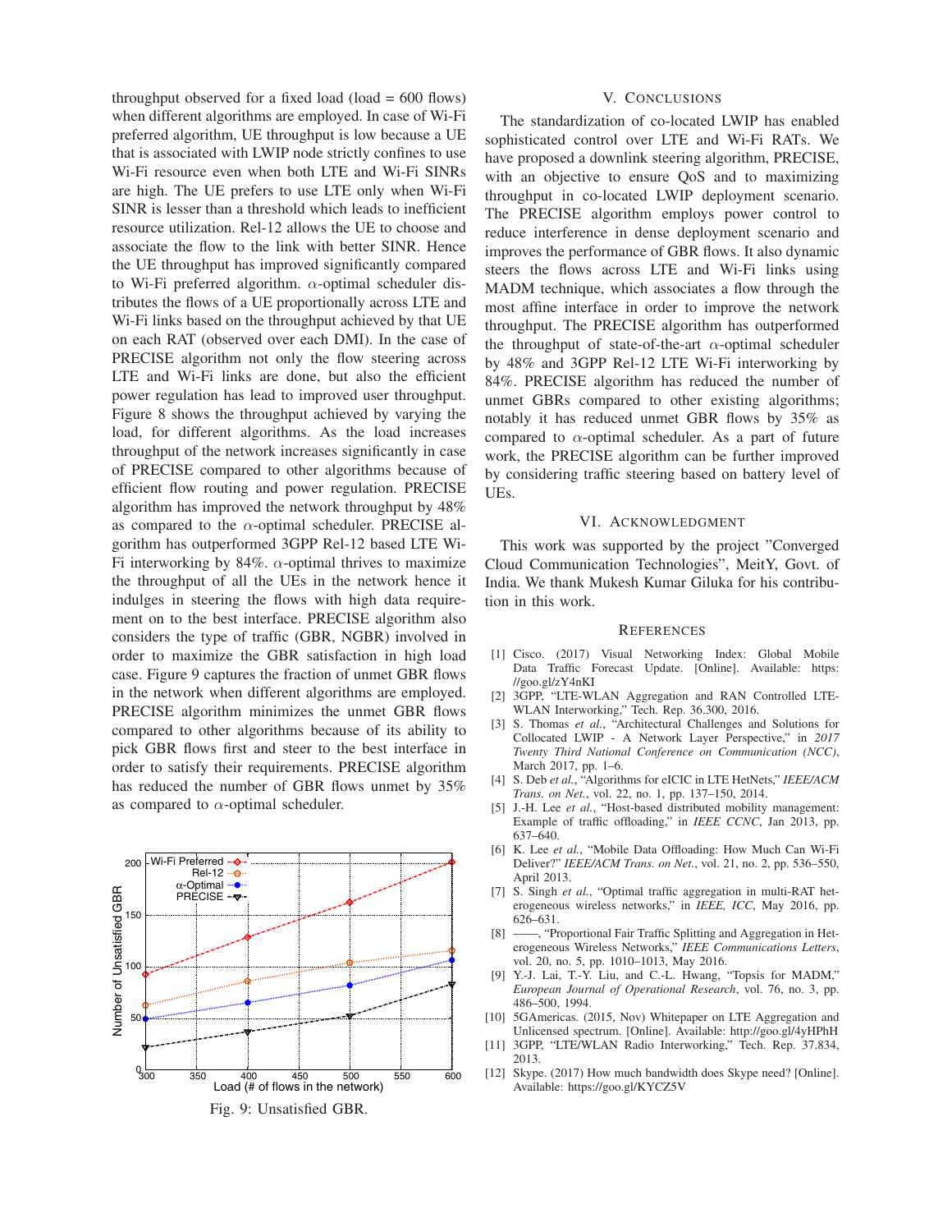throughput observed for a fixed load (load = 600 flows) when different algorithms are employed. In case of Wi-Fi preferred algorithm, UE throughput is low because a UE that is associated with LWIP node strictly confines to use Wi-Fi resource even when both LTE and Wi-Fi SINRs are high. The UE prefers to use LTE only when Wi-Fi SINR is lesser than a threshold which leads to inefficient resource utilization. Rel-12 allows the UE to choose and associate the flow to the link with better SINR. Hence the UE throughput has improved significantly compared to Wi-Fi preferred algorithm. $\alpha$-optimal scheduler distributes the flows of a UE proportionally across LTE and Wi-Fi links based on the throughput achieved by that UE on each RAT (observed over each DMI). In the case of PRECISE algorithm not only the flow steering across LTE and Wi-Fi links are done, but also the efficient power regulation has lead to improved user throughput. Figure 8 shows the throughput achieved by varying the load, for different algorithms. As the load increases throughput of the network increases significantly in case of PRECISE compared to other algorithms because of efficient flow routing and power regulation. PRECISE algorithm has improved the network throughput by 48% as compared to the $\alpha$-optimal scheduler. PRECISE algorithm has outperformed 3GPP Rel-12 based LTE Wi-Fi interworking by 84%. $\alpha$-optimal thrives to maximize the throughput of all the UEs in the network hence it indulges in steering the flows with high data requirement on to the best interface. PRECISE algorithm also considers the type of traffic (GBR, NGBR) involved in order to maximize the GBR satisfaction in high load case. Figure 9 captures the fraction of unmet GBR flows in the network when different algorithms are employed. PRECISE algorithm minimizes the unmet GBR flows compared to other algorithms because of its ability to pick GBR flows first and steer to the best interface in order to satisfy their requirements. PRECISE algorithm has reduced the number of GBR flows unmet by 35% as compared to $\alpha$-optimal scheduler.

Wi-Fi Preferred
Rel-12
α-Optimal
PRECISE
Number of Unsatisfied GBR
0
50
100
150
200
300
350
400
450
500
550
600
Load (# of flows in the network)

Fig. 9: Unsatisfied GBR.

## V. Conclusions

The standardization of co-located LWIP has enabled sophisticated control over LTE and Wi-Fi RATs. We have proposed a downlink steering algorithm, PRECISE, with an objective to ensure QoS and to maximizing throughput in co-located LWIP deployment scenario. The PRECISE algorithm employs power control to reduce interference in dense deployment scenario and improves the performance of GBR flows. It also dynamic steers the flows across LTE and Wi-Fi links using MADM technique, which associates a flow through the most affine interface in order to improve the network throughput. The PRECISE algorithm has outperformed the throughput of state-of-the-art $\alpha$-optimal scheduler by 48% and 3GPP Rel-12 LTE Wi-Fi interworking by 84%. PRECISE algorithm has reduced the number of unmet GBRs compared to other existing algorithms; notably it has reduced unmet GBR flows by 35% as compared to $\alpha$-optimal scheduler. As a part of future work, the PRECISE algorithm can be further improved by considering traffic steering based on battery level of UEs.

## VI. Acknowledgment

This work was supported by the project "Converged Cloud Communication Technologies", MeitY, Govt. of India. We thank Mukesh Kumar Giluka for his contribution in this work.

## References

[1] Cisco. (2017) Visual Networking Index: Global Mobile Data Traffic Forecast Update. [Online]. Available: https://goo.gl/zY4nKI

[2] 3GPP, "LTE-WLAN Aggregation and RAN Controlled LTE-WLAN Interworking," Tech. Rep. 36.300, 2016.

[3] S. Thomas *et al.*, "Architectural Challenges and Solutions for Collocated LWIP - A Network Layer Perspective," in *2017 Twenty Third National Conference on Communication (NCC)*, March 2017, pp. 1–6.

[4] S. Deb *et al.*, "Algorithms for eICIC in LTE HetNets," *IEEE/ACM Trans. on Net.*, vol. 22, no. 1, pp. 137–150, 2014.

[5] J.-H. Lee *et al.*, "Host-based distributed mobility management: Example of traffic offloading," in *IEEE CCNC*, Jan 2013, pp. 637–640.

[6] K. Lee *et al.*, "Mobile Data Offloading: How Much Can Wi-Fi Deliver?" *IEEE/ACM Trans. on Net.*, vol. 21, no. 2, pp. 536–550, April 2013.

[7] S. Singh *et al.*, "Optimal traffic aggregation in multi-RAT heterogeneous wireless networks," in *IEEE, ICC*, May 2016, pp. 626–631.

[8] ——, "Proportional Fair Traffic Splitting and Aggregation in Heterogeneous Wireless Networks," *IEEE Communications Letters*, vol. 20, no. 5, pp. 1010–1013, May 2016.

[9] Y.-J. Lai, T.-Y. Liu, and C.-L. Hwang, "Topsis for MADM," *European Journal of Operational Research*, vol. 76, no. 3, pp. 486–500, 1994.

[10] 5GAmericas. (2015, Nov) Whitepaper on LTE Aggregation and Unlicensed spectrum. [Online]. Available: http://goo.gl/4yHPhH

[11] 3GPP, "LTE/WLAN Radio Interworking," Tech. Rep. 37.834, 2013.

[12] Skype. (2017) How much bandwidth does Skype need? [Online]. Available: https://goo.gl/KYCZ5V